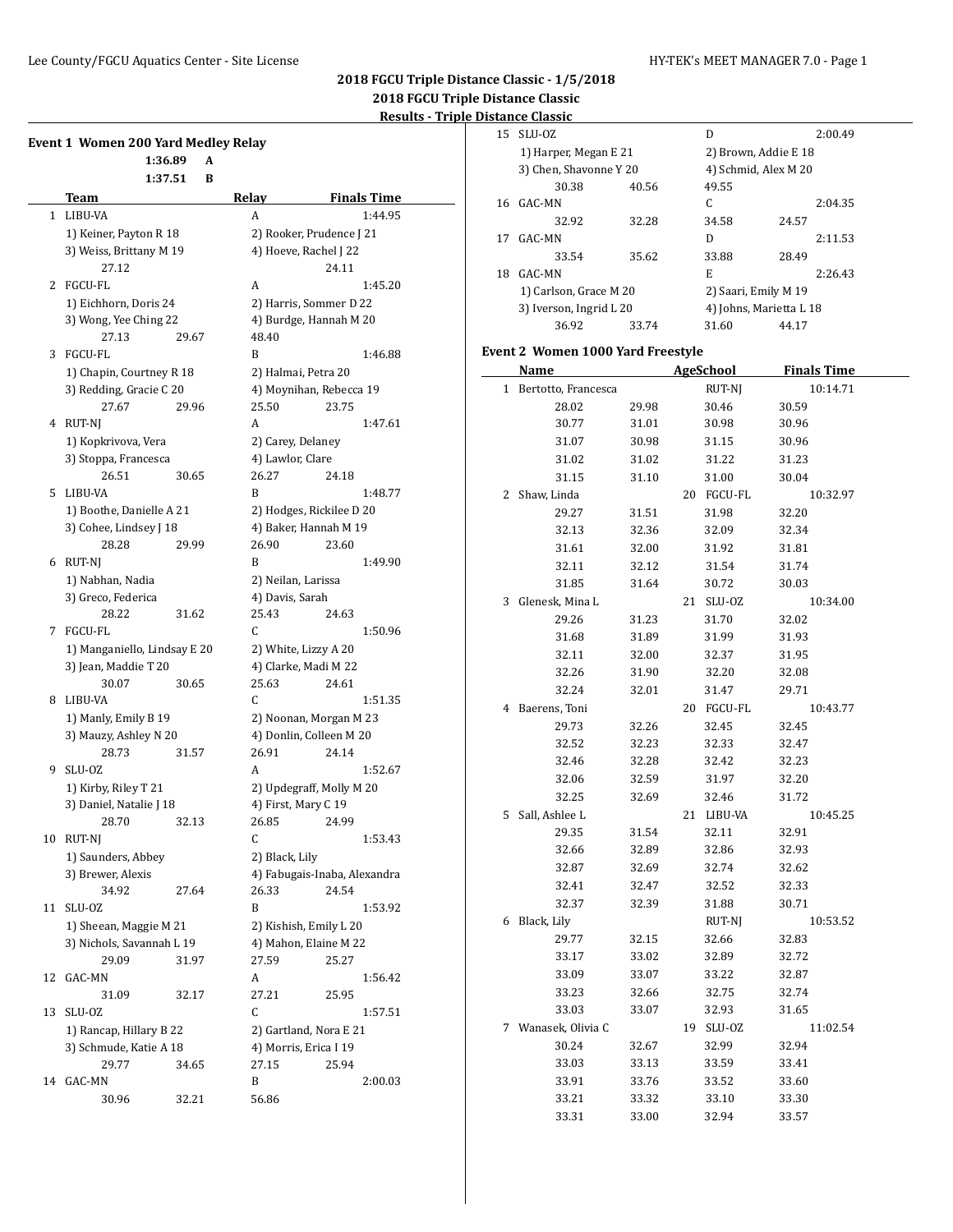## 2018 FGCU Triple Distance Classic - 1/5/2018

## 2018 FGCU Triple Distance Classic

## Results - Triple Distance Classic

### Event 1 Women 200 Yard Medley Relay

1:36.89 A
1:37.51 B

| | Team | Relay | Finals Time |
|---|---|---|---|
| 1 | LIBU-VA | A | 1:44.95 |
| | 1) Keiner, Payton R 18; 2) Rooker, Prudence J 21; 3) Weiss, Brittany M 19; 4) Hoeve, Rachel J 22 | | |
| | 27.12 24.11 | | |
| 2 | FGCU-FL | A | 1:45.20 |
| | 1) Eichhorn, Doris 24; 2) Harris, Sommer D 22; 3) Wong, Yee Ching 22; 4) Burdge, Hannah M 20 | | |
| | 27.13 29.67 48.40 | | |
| 3 | FGCU-FL | B | 1:46.88 |
| | 1) Chapin, Courtney R 18; 2) Halmai, Petra 20; 3) Redding, Gracie C 20; 4) Moynihan, Rebecca 19 | | |
| | 27.67 29.96 25.50 23.75 | | |
| 4 | RUT-NJ | A | 1:47.61 |
| | 1) Kopkrivova, Vera; 2) Carey, Delaney; 3) Stoppa, Francesca; 4) Lawlor, Clare | | |
| | 26.51 30.65 26.27 24.18 | | |
| 5 | LIBU-VA | B | 1:48.77 |
| | 1) Boothe, Danielle A 21; 2) Hodges, Rickilee D 20; 3) Cohee, Lindsey J 18; 4) Baker, Hannah M 19 | | |
| | 28.28 29.99 26.90 23.60 | | |
| 6 | RUT-NJ | B | 1:49.90 |
| | 1) Nabhan, Nadia; 2) Neilan, Larissa; 3) Greco, Federica; 4) Davis, Sarah | | |
| | 28.22 31.62 25.43 24.63 | | |
| 7 | FGCU-FL | C | 1:50.96 |
| | 1) Manganiello, Lindsay E 20; 2) White, Lizzy A 20; 3) Jean, Maddie T 20; 4) Clarke, Madi M 22 | | |
| | 30.07 30.65 25.63 24.61 | | |
| 8 | LIBU-VA | C | 1:51.35 |
| | 1) Manly, Emily B 19; 2) Noonan, Morgan M 23; 3) Mauzy, Ashley N 20; 4) Donlin, Colleen M 20 | | |
| | 28.73 31.57 26.91 24.14 | | |
| 9 | SLU-OZ | A | 1:52.67 |
| | 1) Kirby, Riley T 21; 2) Updegraff, Molly M 20; 3) Daniel, Natalie J 18; 4) First, Mary C 19 | | |
| | 28.70 32.13 26.85 24.99 | | |
| 10 | RUT-NJ | C | 1:53.43 |
| | 1) Saunders, Abbey; 2) Black, Lily; 3) Brewer, Alexis; 4) Fabugais-Inaba, Alexandra | | |
| | 34.92 27.64 26.33 24.54 | | |
| 11 | SLU-OZ | B | 1:53.92 |
| | 1) Sheean, Maggie M 21; 2) Kishish, Emily L 20; 3) Nichols, Savannah L 19; 4) Mahon, Elaine M 22 | | |
| | 29.09 31.97 27.59 25.27 | | |
| 12 | GAC-MN | A | 1:56.42 |
| | 31.09 32.17 27.21 25.95 | | |
| 13 | SLU-OZ | C | 1:57.51 |
| | 1) Rancap, Hillary B 22; 2) Gartland, Nora E 21; 3) Schmude, Katie A 18; 4) Morris, Erica I 19 | | |
| | 29.77 34.65 27.15 25.94 | | |
| 14 | GAC-MN | B | 2:00.03 |
| | 30.96 32.21 56.86 | | |
| 15 | SLU-OZ | D | 2:00.49 |
| | 1) Harper, Megan E 21; 2) Brown, Addie E 18; 3) Chen, Shavonne Y 20; 4) Schmid, Alex M 20 | | |
| | 30.38 40.56 49.55 | | |
| 16 | GAC-MN | C | 2:04.35 |
| | 32.92 32.28 34.58 24.57 | | |
| 17 | GAC-MN | D | 2:11.53 |
| | 33.54 35.62 33.88 28.49 | | |
| 18 | GAC-MN | E | 2:26.43 |
| | 1) Carlson, Grace M 20; 2) Saari, Emily M 19; 3) Iverson, Ingrid L 20; 4) Johns, Marietta L 18 | | |
| | 36.92 33.74 31.60 44.17 | | |

### Event 2 Women 1000 Yard Freestyle

| | Name | Age | School | Finals Time |
|---|---|---|---|---|
| 1 | Bertotto, Francesca | | RUT-NJ | 10:14.71 |
| | 28.02 29.98 30.46 30.59 30.77 31.01 30.98 30.96 31.07 30.98 31.15 30.96 31.02 31.02 31.22 31.23 31.15 31.10 31.00 30.04 | | | |
| 2 | Shaw, Linda | 20 | FGCU-FL | 10:32.97 |
| | 29.27 31.51 31.98 32.20 32.13 32.36 32.09 32.34 31.61 32.00 31.92 31.81 32.11 32.12 31.54 31.74 31.85 31.64 30.72 30.03 | | | |
| 3 | Glenesk, Mina L | 21 | SLU-OZ | 10:34.00 |
| | 29.26 31.23 31.70 32.02 31.68 31.89 31.99 31.93 32.11 32.00 32.37 31.95 32.26 31.90 32.20 32.08 32.24 32.01 31.47 29.71 | | | |
| 4 | Baerens, Toni | 20 | FGCU-FL | 10:43.77 |
| | 29.73 32.26 32.45 32.45 32.52 32.23 32.33 32.47 32.46 32.28 32.42 32.23 32.06 32.59 31.97 32.20 32.25 32.69 32.46 31.72 | | | |
| 5 | Sall, Ashlee L | 21 | LIBU-VA | 10:45.25 |
| | 29.35 31.54 32.11 32.91 32.66 32.89 32.86 32.93 32.87 32.69 32.74 32.62 32.41 32.47 32.52 32.33 32.37 32.39 31.88 30.71 | | | |
| 6 | Black, Lily | | RUT-NJ | 10:53.52 |
| | 29.77 32.15 32.66 32.83 33.17 33.02 32.89 32.72 33.09 33.07 33.22 32.87 33.23 32.66 32.75 32.74 33.03 33.07 32.93 31.65 | | | |
| 7 | Wanasek, Olivia C | 19 | SLU-OZ | 11:02.54 |
| | 30.24 32.67 32.99 32.94 33.03 33.13 33.59 33.41 33.91 33.76 33.52 33.60 33.21 33.32 33.10 33.30 33.31 33.00 32.94 33.57 | | | |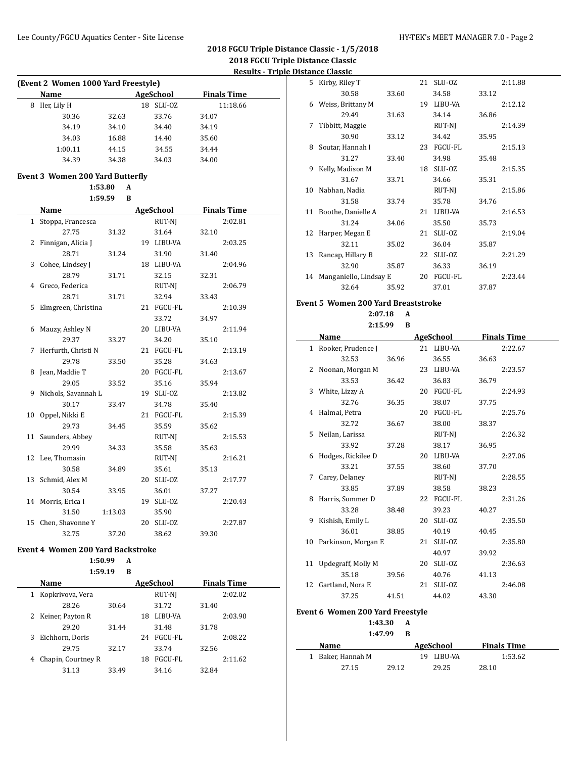## 2018 FGCU Triple Distance Classic - 1/5/2018

### 2018 FGCU Triple Distance Classic

### Results - Triple Distance Classic

**(Event 2 Women 1000 Yard Freestyle)**

| | Name | Age | School | Finals Time |
|---|---|---|---|---|
| 8 | Iler, Lily H | 18 | SLU-OZ | 11:18.66 |
| | 30.36 32.63 33.76 34.07 | | | |
| | 34.19 34.10 34.40 34.19 | | | |
| | 34.03 16.88 14.40 35.60 | | | |
| | 1:00.11 44.15 34.55 34.44 | | | |
| | 34.39 34.38 34.03 34.00 | | | |

**Event 3 Women 200 Yard Butterfly**

1:53.80 A
1:59.59 B

| | Name | Age | School | Finals Time |
|---|---|---|---|---|
| 1 | Stoppa, Francesca | | RUT-NJ | 2:02.81 |
| | 27.75 31.32 31.64 32.10 | | | |
| 2 | Finnigan, Alicia J | 19 | LIBU-VA | 2:03.25 |
| | 28.71 31.24 31.90 31.40 | | | |
| 3 | Cohee, Lindsey J | 18 | LIBU-VA | 2:04.96 |
| | 28.79 31.71 32.15 32.31 | | | |
| 4 | Greco, Federica | | RUT-NJ | 2:06.79 |
| | 28.71 31.71 32.94 33.43 | | | |
| 5 | Elmgreen, Christina | 21 | FGCU-FL | 2:10.39 |
| | 33.72 34.97 | | | |
| 6 | Mauzy, Ashley N | 20 | LIBU-VA | 2:11.94 |
| | 29.37 33.27 34.20 35.10 | | | |
| 7 | Herfurth, Christi N | 21 | FGCU-FL | 2:13.19 |
| | 29.78 33.50 35.28 34.63 | | | |
| 8 | Jean, Maddie T | 20 | FGCU-FL | 2:13.67 |
| | 29.05 33.52 35.16 35.94 | | | |
| 9 | Nichols, Savannah L | 19 | SLU-OZ | 2:13.82 |
| | 30.17 33.47 34.78 35.40 | | | |
| 10 | Oppel, Nikki E | 21 | FGCU-FL | 2:15.39 |
| | 29.73 34.45 35.59 35.62 | | | |
| 11 | Saunders, Abbey | | RUT-NJ | 2:15.53 |
| | 29.99 34.33 35.58 35.63 | | | |
| 12 | Lee, Thomasin | | RUT-NJ | 2:16.21 |
| | 30.58 34.89 35.61 35.13 | | | |
| 13 | Schmid, Alex M | 20 | SLU-OZ | 2:17.77 |
| | 30.54 33.95 36.01 37.27 | | | |
| 14 | Morris, Erica I | 19 | SLU-OZ | 2:20.43 |
| | 31.50 1:13.03 35.90 | | | |
| 15 | Chen, Shavonne Y | 20 | SLU-OZ | 2:27.87 |
| | 32.75 37.20 38.62 39.30 | | | |

**Event 4 Women 200 Yard Backstroke**

1:50.99 A
1:59.19 B

| | Name | Age | School | Finals Time |
|---|---|---|---|---|
| 1 | Kopkrivova, Vera | | RUT-NJ | 2:02.02 |
| | 28.26 30.64 31.72 31.40 | | | |
| 2 | Keiner, Payton R | 18 | LIBU-VA | 2:03.90 |
| | 29.20 31.44 31.48 31.78 | | | |
| 3 | Eichhorn, Doris | 24 | FGCU-FL | 2:08.22 |
| | 29.75 32.17 33.74 32.56 | | | |
| 4 | Chapin, Courtney R | 18 | FGCU-FL | 2:11.62 |
| | 31.13 33.49 34.16 32.84 | | | |
| 5 | Kirby, Riley T | 21 | SLU-OZ | 2:11.88 |
| | 30.58 33.60 34.58 33.12 | | | |
| 6 | Weiss, Brittany M | 19 | LIBU-VA | 2:12.12 |
| | 29.49 31.63 34.14 36.86 | | | |
| 7 | Tibbitt, Maggie | | RUT-NJ | 2:14.39 |
| | 30.90 33.12 34.42 35.95 | | | |
| 8 | Soutar, Hannah I | 23 | FGCU-FL | 2:15.13 |
| | 31.27 33.40 34.98 35.48 | | | |
| 9 | Kelly, Madison M | 18 | SLU-OZ | 2:15.35 |
| | 31.67 33.71 34.66 35.31 | | | |
| 10 | Nabhan, Nadia | | RUT-NJ | 2:15.86 |
| | 31.58 33.74 35.78 34.76 | | | |
| 11 | Boothe, Danielle A | 21 | LIBU-VA | 2:16.53 |
| | 31.24 34.06 35.50 35.73 | | | |
| 12 | Harper, Megan E | 21 | SLU-OZ | 2:19.04 |
| | 32.11 35.02 36.04 35.87 | | | |
| 13 | Rancap, Hillary B | 22 | SLU-OZ | 2:21.29 |
| | 32.90 35.87 36.33 36.19 | | | |
| 14 | Manganiello, Lindsay E | 20 | FGCU-FL | 2:23.44 |
| | 32.64 35.92 37.01 37.87 | | | |

**Event 5 Women 200 Yard Breaststroke**

2:07.18 A
2:15.99 B

| | Name | Age | School | Finals Time |
|---|---|---|---|---|
| 1 | Rooker, Prudence J | 21 | LIBU-VA | 2:22.67 |
| | 32.53 36.96 36.55 36.63 | | | |
| 2 | Noonan, Morgan M | 23 | LIBU-VA | 2:23.57 |
| | 33.53 36.42 36.83 36.79 | | | |
| 3 | White, Lizzy A | 20 | FGCU-FL | 2:24.93 |
| | 32.76 36.35 38.07 37.75 | | | |
| 4 | Halmai, Petra | 20 | FGCU-FL | 2:25.76 |
| | 32.72 36.67 38.00 38.37 | | | |
| 5 | Neilan, Larissa | | RUT-NJ | 2:26.32 |
| | 33.92 37.28 38.17 36.95 | | | |
| 6 | Hodges, Rickilee D | 20 | LIBU-VA | 2:27.06 |
| | 33.21 37.55 38.60 37.70 | | | |
| 7 | Carey, Delaney | | RUT-NJ | 2:28.55 |
| | 33.85 37.89 38.58 38.23 | | | |
| 8 | Harris, Sommer D | 22 | FGCU-FL | 2:31.26 |
| | 33.28 38.48 39.23 40.27 | | | |
| 9 | Kishish, Emily L | 20 | SLU-OZ | 2:35.50 |
| | 36.01 38.85 40.19 40.45 | | | |
| 10 | Parkinson, Morgan E | 21 | SLU-OZ | 2:35.80 |
| | 40.97 39.92 | | | |
| 11 | Updegraff, Molly M | 20 | SLU-OZ | 2:36.63 |
| | 35.18 39.56 40.76 41.13 | | | |
| 12 | Gartland, Nora E | 21 | SLU-OZ | 2:46.08 |
| | 37.25 41.51 44.02 43.30 | | | |

**Event 6 Women 200 Yard Freestyle**

1:43.30 A
1:47.99 B

| | Name | Age | School | Finals Time |
|---|---|---|---|---|
| 1 | Baker, Hannah M | 19 | LIBU-VA | 1:53.62 |
| | 27.15 29.12 29.25 28.10 | | | |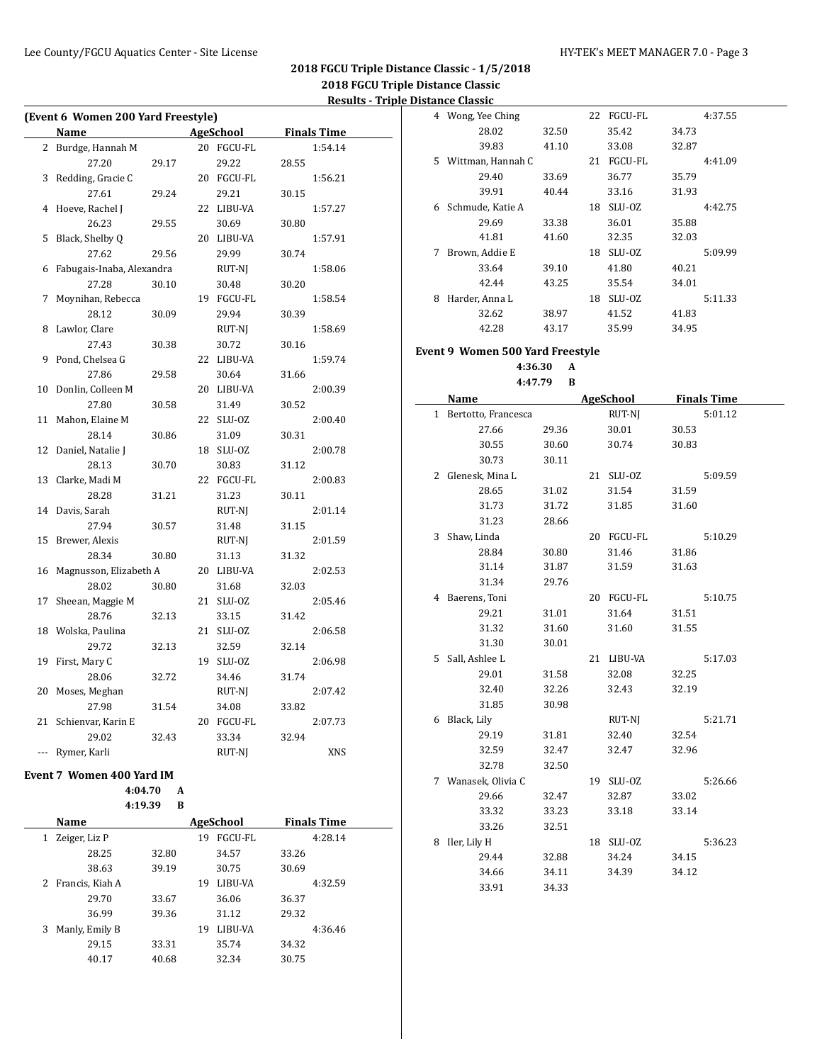## 2018 FGCU Triple Distance Classic - 1/5/2018

### 2018 FGCU Triple Distance Classic

### Results - Triple Distance Classic

**(Event 6 Women 200 Yard Freestyle)**

| | Name | Age | School | Finals Time |
|---|---|---|---|---|
| 2 | Burdge, Hannah M | 20 | FGCU-FL | 1:54.14 |
| | 27.20 / 29.17 / 29.22 / 28.55 | | | |
| 3 | Redding, Gracie C | 20 | FGCU-FL | 1:56.21 |
| | 27.61 / 29.24 / 29.21 / 30.15 | | | |
| 4 | Hoeve, Rachel J | 22 | LIBU-VA | 1:57.27 |
| | 26.23 / 29.55 / 30.69 / 30.80 | | | |
| 5 | Black, Shelby Q | 20 | LIBU-VA | 1:57.91 |
| | 27.62 / 29.56 / 29.99 / 30.74 | | | |
| 6 | Fabugais-Inaba, Alexandra | | RUT-NJ | 1:58.06 |
| | 27.28 / 30.10 / 30.48 / 30.20 | | | |
| 7 | Moynihan, Rebecca | 19 | FGCU-FL | 1:58.54 |
| | 28.12 / 30.09 / 29.94 / 30.39 | | | |
| 8 | Lawlor, Clare | | RUT-NJ | 1:58.69 |
| | 27.43 / 30.38 / 30.72 / 30.16 | | | |
| 9 | Pond, Chelsea G | 22 | LIBU-VA | 1:59.74 |
| | 27.86 / 29.58 / 30.64 / 31.66 | | | |
| 10 | Donlin, Colleen M | 20 | LIBU-VA | 2:00.39 |
| | 27.80 / 30.58 / 31.49 / 30.52 | | | |
| 11 | Mahon, Elaine M | 22 | SLU-OZ | 2:00.40 |
| | 28.14 / 30.86 / 31.09 / 30.31 | | | |
| 12 | Daniel, Natalie J | 18 | SLU-OZ | 2:00.78 |
| | 28.13 / 30.70 / 30.83 / 31.12 | | | |
| 13 | Clarke, Madi M | 22 | FGCU-FL | 2:00.83 |
| | 28.28 / 31.21 / 31.23 / 30.11 | | | |
| 14 | Davis, Sarah | | RUT-NJ | 2:01.14 |
| | 27.94 / 30.57 / 31.48 / 31.15 | | | |
| 15 | Brewer, Alexis | | RUT-NJ | 2:01.59 |
| | 28.34 / 30.80 / 31.13 / 31.32 | | | |
| 16 | Magnusson, Elizabeth A | 20 | LIBU-VA | 2:02.53 |
| | 28.02 / 30.80 / 31.68 / 32.03 | | | |
| 17 | Sheean, Maggie M | 21 | SLU-OZ | 2:05.46 |
| | 28.76 / 32.13 / 33.15 / 31.42 | | | |
| 18 | Wolska, Paulina | 21 | SLU-OZ | 2:06.58 |
| | 29.72 / 32.13 / 32.59 / 32.14 | | | |
| 19 | First, Mary C | 19 | SLU-OZ | 2:06.98 |
| | 28.06 / 32.72 / 34.46 / 31.74 | | | |
| 20 | Moses, Meghan | | RUT-NJ | 2:07.42 |
| | 27.98 / 31.54 / 34.08 / 33.82 | | | |
| 21 | Schienvar, Karin E | 20 | FGCU-FL | 2:07.73 |
| | 29.02 / 32.43 / 33.34 / 32.94 | | | |
| --- | Rymer, Karli | | RUT-NJ | XNS |

**Event 7 Women 400 Yard IM**

4:04.70 A
4:19.39 B

| | Name | Age | School | Finals Time |
|---|---|---|---|---|
| 1 | Zeiger, Liz P | 19 | FGCU-FL | 4:28.14 |
| | 28.25 / 32.80 / 34.57 / 33.26 / 38.63 / 39.19 / 30.75 / 30.69 | | | |
| 2 | Francis, Kiah A | 19 | LIBU-VA | 4:32.59 |
| | 29.70 / 33.67 / 36.06 / 36.37 / 36.99 / 39.36 / 31.12 / 29.32 | | | |
| 3 | Manly, Emily B | 19 | LIBU-VA | 4:36.46 |
| | 29.15 / 33.31 / 35.74 / 34.32 / 40.17 / 40.68 / 32.34 / 30.75 | | | |
| 4 | Wong, Yee Ching | 22 | FGCU-FL | 4:37.55 |
| | 28.02 / 32.50 / 35.42 / 34.73 / 39.83 / 41.10 / 33.08 / 32.87 | | | |
| 5 | Wittman, Hannah C | 21 | FGCU-FL | 4:41.09 |
| | 29.40 / 33.69 / 36.77 / 35.79 / 39.91 / 40.44 / 33.16 / 31.93 | | | |
| 6 | Schmude, Katie A | 18 | SLU-OZ | 4:42.75 |
| | 29.69 / 33.38 / 36.01 / 35.88 / 41.81 / 41.60 / 32.35 / 32.03 | | | |
| 7 | Brown, Addie E | 18 | SLU-OZ | 5:09.99 |
| | 33.64 / 39.10 / 41.80 / 40.21 / 42.44 / 43.25 / 35.54 / 34.01 | | | |
| 8 | Harder, Anna L | 18 | SLU-OZ | 5:11.33 |
| | 32.62 / 38.97 / 41.52 / 41.83 / 42.28 / 43.17 / 35.99 / 34.95 | | | |

**Event 9 Women 500 Yard Freestyle**

4:36.30 A
4:47.79 B

| | Name | Age | School | Finals Time |
|---|---|---|---|---|
| 1 | Bertotto, Francesca | | RUT-NJ | 5:01.12 |
| | 27.66 / 29.36 / 30.01 / 30.53 / 30.55 / 30.60 / 30.74 / 30.83 / 30.73 / 30.11 | | | |
| 2 | Glenesk, Mina L | 21 | SLU-OZ | 5:09.59 |
| | 28.65 / 31.02 / 31.54 / 31.59 / 31.73 / 31.72 / 31.85 / 31.60 / 31.23 / 28.66 | | | |
| 3 | Shaw, Linda | 20 | FGCU-FL | 5:10.29 |
| | 28.84 / 30.80 / 31.46 / 31.86 / 31.14 / 31.87 / 31.59 / 31.63 / 31.34 / 29.76 | | | |
| 4 | Baerens, Toni | 20 | FGCU-FL | 5:10.75 |
| | 29.21 / 31.01 / 31.64 / 31.51 / 31.32 / 31.60 / 31.60 / 31.55 / 31.30 / 30.01 | | | |
| 5 | Sall, Ashlee L | 21 | LIBU-VA | 5:17.03 |
| | 29.01 / 31.58 / 32.08 / 32.25 / 32.40 / 32.26 / 32.43 / 32.19 / 31.85 / 30.98 | | | |
| 6 | Black, Lily | | RUT-NJ | 5:21.71 |
| | 29.19 / 31.81 / 32.40 / 32.54 / 32.59 / 32.47 / 32.47 / 32.96 / 32.78 / 32.50 | | | |
| 7 | Wanasek, Olivia C | 19 | SLU-OZ | 5:26.66 |
| | 29.66 / 32.47 / 32.87 / 33.02 / 33.32 / 33.23 / 33.18 / 33.14 / 33.26 / 32.51 | | | |
| 8 | Iler, Lily H | 18 | SLU-OZ | 5:36.23 |
| | 29.44 / 32.88 / 34.24 / 34.15 / 34.66 / 34.11 / 34.39 / 34.12 / 33.91 / 34.33 | | | |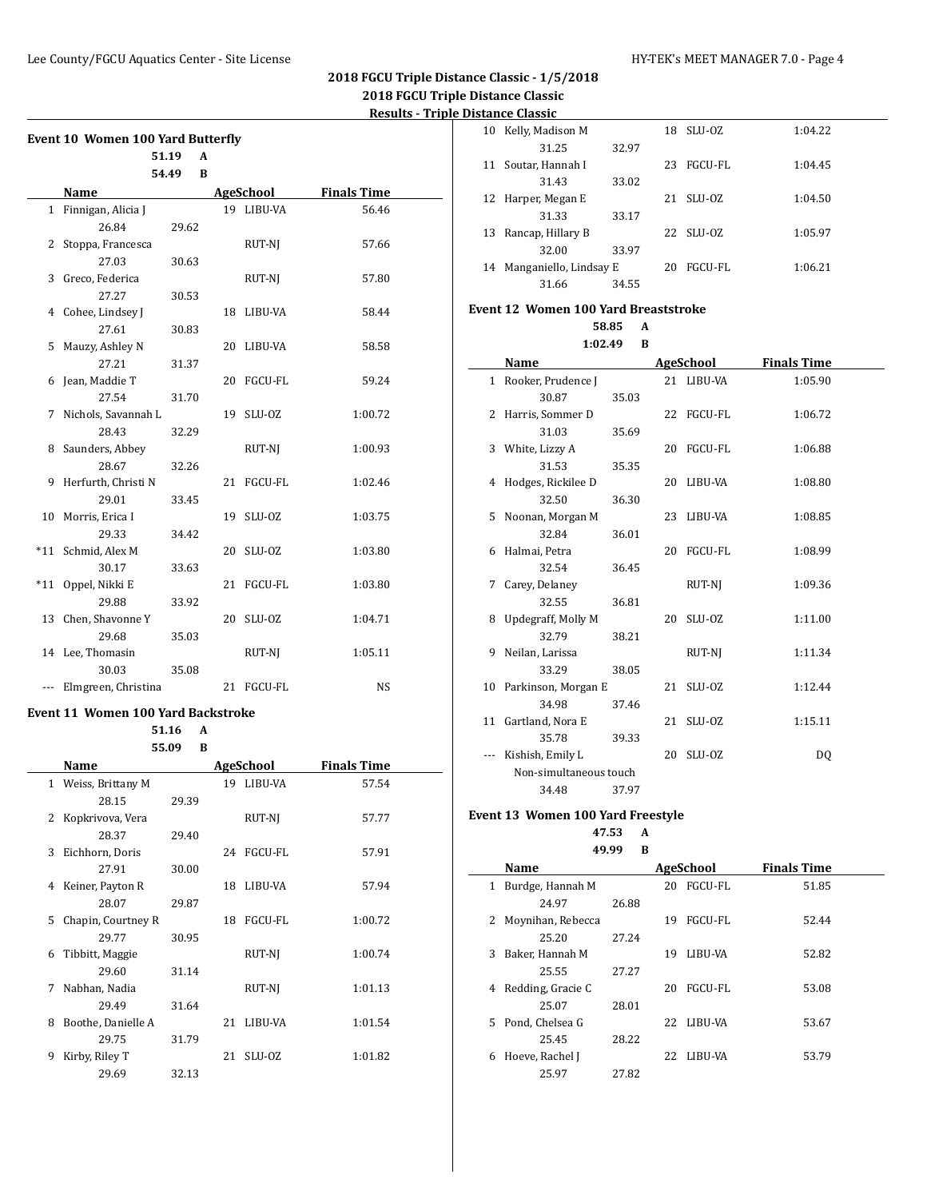## 2018 FGCU Triple Distance Classic - 1/5/2018

## 2018 FGCU Triple Distance Classic

### Results - Triple Distance Classic

### Event 10 Women 100 Yard Butterfly

51.19 A
54.49 B

| | Name | Age | School | Finals Time |
|---|---|---|---|---|
| 1 | Finnigan, Alicia J | 19 | LIBU-VA | 56.46 |
| | 26.84 | 29.62 | | |
| 2 | Stoppa, Francesca | | RUT-NJ | 57.66 |
| | 27.03 | 30.63 | | |
| 3 | Greco, Federica | | RUT-NJ | 57.80 |
| | 27.27 | 30.53 | | |
| 4 | Cohee, Lindsey J | 18 | LIBU-VA | 58.44 |
| | 27.61 | 30.83 | | |
| 5 | Mauzy, Ashley N | 20 | LIBU-VA | 58.58 |
| | 27.21 | 31.37 | | |
| 6 | Jean, Maddie T | 20 | FGCU-FL | 59.24 |
| | 27.54 | 31.70 | | |
| 7 | Nichols, Savannah L | 19 | SLU-OZ | 1:00.72 |
| | 28.43 | 32.29 | | |
| 8 | Saunders, Abbey | | RUT-NJ | 1:00.93 |
| | 28.67 | 32.26 | | |
| 9 | Herfurth, Christi N | 21 | FGCU-FL | 1:02.46 |
| | 29.01 | 33.45 | | |
| 10 | Morris, Erica I | 19 | SLU-OZ | 1:03.75 |
| | 29.33 | 34.42 | | |
| *11 | Schmid, Alex M | 20 | SLU-OZ | 1:03.80 |
| | 30.17 | 33.63 | | |
| *11 | Oppel, Nikki E | 21 | FGCU-FL | 1:03.80 |
| | 29.88 | 33.92 | | |
| 13 | Chen, Shavonne Y | 20 | SLU-OZ | 1:04.71 |
| | 29.68 | 35.03 | | |
| 14 | Lee, Thomasin | | RUT-NJ | 1:05.11 |
| | 30.03 | 35.08 | | |
| --- | Elmgreen, Christina | 21 | FGCU-FL | NS |

### Event 11 Women 100 Yard Backstroke

51.16 A
55.09 B

| | Name | Age | School | Finals Time |
|---|---|---|---|---|
| 1 | Weiss, Brittany M | 19 | LIBU-VA | 57.54 |
| | 28.15 | 29.39 | | |
| 2 | Kopkrivova, Vera | | RUT-NJ | 57.77 |
| | 28.37 | 29.40 | | |
| 3 | Eichhorn, Doris | 24 | FGCU-FL | 57.91 |
| | 27.91 | 30.00 | | |
| 4 | Keiner, Payton R | 18 | LIBU-VA | 57.94 |
| | 28.07 | 29.87 | | |
| 5 | Chapin, Courtney R | 18 | FGCU-FL | 1:00.72 |
| | 29.77 | 30.95 | | |
| 6 | Tibbitt, Maggie | | RUT-NJ | 1:00.74 |
| | 29.60 | 31.14 | | |
| 7 | Nabhan, Nadia | | RUT-NJ | 1:01.13 |
| | 29.49 | 31.64 | | |
| 8 | Boothe, Danielle A | 21 | LIBU-VA | 1:01.54 |
| | 29.75 | 31.79 | | |
| 9 | Kirby, Riley T | 21 | SLU-OZ | 1:01.82 |
| | 29.69 | 32.13 | | |
| 10 | Kelly, Madison M | 18 | SLU-OZ | 1:04.22 |
| | 31.25 | 32.97 | | |
| 11 | Soutar, Hannah I | 23 | FGCU-FL | 1:04.45 |
| | 31.43 | 33.02 | | |
| 12 | Harper, Megan E | 21 | SLU-OZ | 1:04.50 |
| | 31.33 | 33.17 | | |
| 13 | Rancap, Hillary B | 22 | SLU-OZ | 1:05.97 |
| | 32.00 | 33.97 | | |
| 14 | Manganiello, Lindsay E | 20 | FGCU-FL | 1:06.21 |
| | 31.66 | 34.55 | | |

### Event 12 Women 100 Yard Breaststroke

58.85 A
1:02.49 B

| | Name | Age | School | Finals Time |
|---|---|---|---|---|
| 1 | Rooker, Prudence J | 21 | LIBU-VA | 1:05.90 |
| | 30.87 | 35.03 | | |
| 2 | Harris, Sommer D | 22 | FGCU-FL | 1:06.72 |
| | 31.03 | 35.69 | | |
| 3 | White, Lizzy A | 20 | FGCU-FL | 1:06.88 |
| | 31.53 | 35.35 | | |
| 4 | Hodges, Rickilee D | 20 | LIBU-VA | 1:08.80 |
| | 32.50 | 36.30 | | |
| 5 | Noonan, Morgan M | 23 | LIBU-VA | 1:08.85 |
| | 32.84 | 36.01 | | |
| 6 | Halmai, Petra | 20 | FGCU-FL | 1:08.99 |
| | 32.54 | 36.45 | | |
| 7 | Carey, Delaney | | RUT-NJ | 1:09.36 |
| | 32.55 | 36.81 | | |
| 8 | Updegraff, Molly M | 20 | SLU-OZ | 1:11.00 |
| | 32.79 | 38.21 | | |
| 9 | Neilan, Larissa | | RUT-NJ | 1:11.34 |
| | 33.29 | 38.05 | | |
| 10 | Parkinson, Morgan E | 21 | SLU-OZ | 1:12.44 |
| | 34.98 | 37.46 | | |
| 11 | Gartland, Nora E | 21 | SLU-OZ | 1:15.11 |
| | 35.78 | 39.33 | | |
| --- | Kishish, Emily L | 20 | SLU-OZ | DQ |
| | Non-simultaneous touch | | | |
| | 34.48 | 37.97 | | |

### Event 13 Women 100 Yard Freestyle

47.53 A
49.99 B

| | Name | Age | School | Finals Time |
|---|---|---|---|---|
| 1 | Burdge, Hannah M | 20 | FGCU-FL | 51.85 |
| | 24.97 | 26.88 | | |
| 2 | Moynihan, Rebecca | 19 | FGCU-FL | 52.44 |
| | 25.20 | 27.24 | | |
| 3 | Baker, Hannah M | 19 | LIBU-VA | 52.82 |
| | 25.55 | 27.27 | | |
| 4 | Redding, Gracie C | 20 | FGCU-FL | 53.08 |
| | 25.07 | 28.01 | | |
| 5 | Pond, Chelsea G | 22 | LIBU-VA | 53.67 |
| | 25.45 | 28.22 | | |
| 6 | Hoeve, Rachel J | 22 | LIBU-VA | 53.79 |
| | 25.97 | 27.82 | | |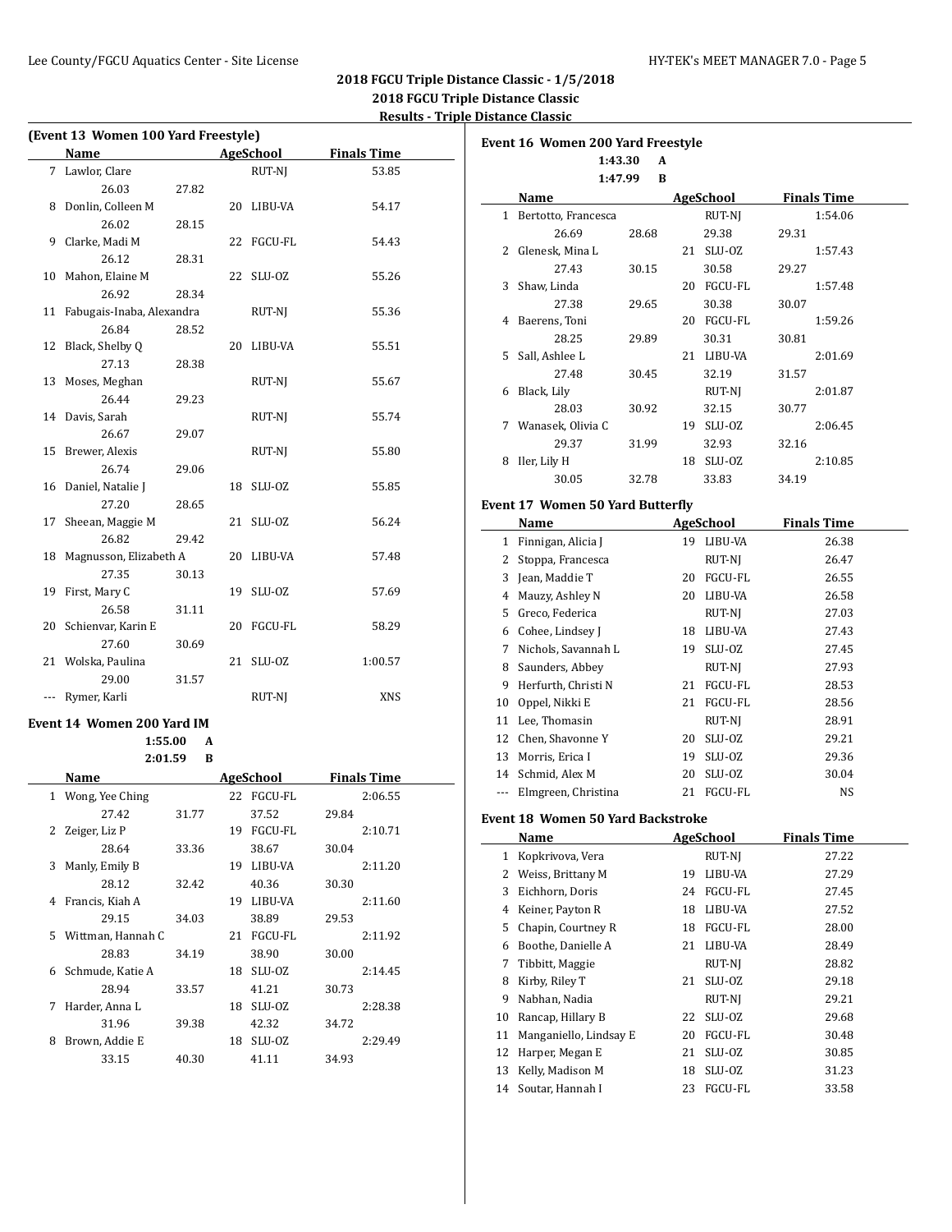# 2018 FGCU Triple Distance Classic - 1/5/2018

## 2018 FGCU Triple Distance Classic

### Results - Triple Distance Classic

**(Event 13 Women 100 Yard Freestyle)**

| | Name | Age | School | Finals Time |
|---|---|---|---|---|
| 7 | Lawlor, Clare | | RUT-NJ | 53.85 |
| | 26.03 27.82 | | | |
| 8 | Donlin, Colleen M | 20 | LIBU-VA | 54.17 |
| | 26.02 28.15 | | | |
| 9 | Clarke, Madi M | 22 | FGCU-FL | 54.43 |
| | 26.12 28.31 | | | |
| 10 | Mahon, Elaine M | 22 | SLU-OZ | 55.26 |
| | 26.92 28.34 | | | |
| 11 | Fabugais-Inaba, Alexandra | | RUT-NJ | 55.36 |
| | 26.84 28.52 | | | |
| 12 | Black, Shelby Q | 20 | LIBU-VA | 55.51 |
| | 27.13 28.38 | | | |
| 13 | Moses, Meghan | | RUT-NJ | 55.67 |
| | 26.44 29.23 | | | |
| 14 | Davis, Sarah | | RUT-NJ | 55.74 |
| | 26.67 29.07 | | | |
| 15 | Brewer, Alexis | | RUT-NJ | 55.80 |
| | 26.74 29.06 | | | |
| 16 | Daniel, Natalie J | 18 | SLU-OZ | 55.85 |
| | 27.20 28.65 | | | |
| 17 | Sheean, Maggie M | 21 | SLU-OZ | 56.24 |
| | 26.82 29.42 | | | |
| 18 | Magnusson, Elizabeth A | 20 | LIBU-VA | 57.48 |
| | 27.35 30.13 | | | |
| 19 | First, Mary C | 19 | SLU-OZ | 57.69 |
| | 26.58 31.11 | | | |
| 20 | Schienvar, Karin E | 20 | FGCU-FL | 58.29 |
| | 27.60 30.69 | | | |
| 21 | Wolska, Paulina | 21 | SLU-OZ | 1:00.57 |
| | 29.00 31.57 | | | |
| --- | Rymer, Karli | | RUT-NJ | XNS |

**Event 14 Women 200 Yard IM**

1:55.00 A
2:01.59 B

| | Name | Age | School | Finals Time |
|---|---|---|---|---|
| 1 | Wong, Yee Ching | 22 | FGCU-FL | 2:06.55 |
| | 27.42 31.77 37.52 29.84 | | | |
| 2 | Zeiger, Liz P | 19 | FGCU-FL | 2:10.71 |
| | 28.64 33.36 38.67 30.04 | | | |
| 3 | Manly, Emily B | 19 | LIBU-VA | 2:11.20 |
| | 28.12 32.42 40.36 30.30 | | | |
| 4 | Francis, Kiah A | 19 | LIBU-VA | 2:11.60 |
| | 29.15 34.03 38.89 29.53 | | | |
| 5 | Wittman, Hannah C | 21 | FGCU-FL | 2:11.92 |
| | 28.83 34.19 38.90 30.00 | | | |
| 6 | Schmude, Katie A | 18 | SLU-OZ | 2:14.45 |
| | 28.94 33.57 41.21 30.73 | | | |
| 7 | Harder, Anna L | 18 | SLU-OZ | 2:28.38 |
| | 31.96 39.38 42.32 34.72 | | | |
| 8 | Brown, Addie E | 18 | SLU-OZ | 2:29.49 |
| | 33.15 40.30 41.11 34.93 | | | |

**Event 16 Women 200 Yard Freestyle**

1:43.30 A
1:47.99 B

| | Name | Age | School | Finals Time |
|---|---|---|---|---|
| 1 | Bertotto, Francesca | | RUT-NJ | 1:54.06 |
| | 26.69 28.68 29.38 29.31 | | | |
| 2 | Glenesk, Mina L | 21 | SLU-OZ | 1:57.43 |
| | 27.43 30.15 30.58 29.27 | | | |
| 3 | Shaw, Linda | 20 | FGCU-FL | 1:57.48 |
| | 27.38 29.65 30.38 30.07 | | | |
| 4 | Baerens, Toni | 20 | FGCU-FL | 1:59.26 |
| | 28.25 29.89 30.31 30.81 | | | |
| 5 | Sall, Ashlee L | 21 | LIBU-VA | 2:01.69 |
| | 27.48 30.45 32.19 31.57 | | | |
| 6 | Black, Lily | | RUT-NJ | 2:01.87 |
| | 28.03 30.92 32.15 30.77 | | | |
| 7 | Wanasek, Olivia C | 19 | SLU-OZ | 2:06.45 |
| | 29.37 31.99 32.93 32.16 | | | |
| 8 | Iler, Lily H | 18 | SLU-OZ | 2:10.85 |
| | 30.05 32.78 33.83 34.19 | | | |

**Event 17 Women 50 Yard Butterfly**

| | Name | Age | School | Finals Time |
|---|---|---|---|---|
| 1 | Finnigan, Alicia J | 19 | LIBU-VA | 26.38 |
| 2 | Stoppa, Francesca | | RUT-NJ | 26.47 |
| 3 | Jean, Maddie T | 20 | FGCU-FL | 26.55 |
| 4 | Mauzy, Ashley N | 20 | LIBU-VA | 26.58 |
| 5 | Greco, Federica | | RUT-NJ | 27.03 |
| 6 | Cohee, Lindsey J | 18 | LIBU-VA | 27.43 |
| 7 | Nichols, Savannah L | 19 | SLU-OZ | 27.45 |
| 8 | Saunders, Abbey | | RUT-NJ | 27.93 |
| 9 | Herfurth, Christi N | 21 | FGCU-FL | 28.53 |
| 10 | Oppel, Nikki E | 21 | FGCU-FL | 28.56 |
| 11 | Lee, Thomasin | | RUT-NJ | 28.91 |
| 12 | Chen, Shavonne Y | 20 | SLU-OZ | 29.21 |
| 13 | Morris, Erica I | 19 | SLU-OZ | 29.36 |
| 14 | Schmid, Alex M | 20 | SLU-OZ | 30.04 |
| --- | Elmgreen, Christina | 21 | FGCU-FL | NS |

**Event 18 Women 50 Yard Backstroke**

| | Name | Age | School | Finals Time |
|---|---|---|---|---|
| 1 | Kopkrivova, Vera | | RUT-NJ | 27.22 |
| 2 | Weiss, Brittany M | 19 | LIBU-VA | 27.29 |
| 3 | Eichhorn, Doris | 24 | FGCU-FL | 27.45 |
| 4 | Keiner, Payton R | 18 | LIBU-VA | 27.52 |
| 5 | Chapin, Courtney R | 18 | FGCU-FL | 28.00 |
| 6 | Boothe, Danielle A | 21 | LIBU-VA | 28.49 |
| 7 | Tibbitt, Maggie | | RUT-NJ | 28.82 |
| 8 | Kirby, Riley T | 21 | SLU-OZ | 29.18 |
| 9 | Nabhan, Nadia | | RUT-NJ | 29.21 |
| 10 | Rancap, Hillary B | 22 | SLU-OZ | 29.68 |
| 11 | Manganiello, Lindsay E | 20 | FGCU-FL | 30.48 |
| 12 | Harper, Megan E | 21 | SLU-OZ | 30.85 |
| 13 | Kelly, Madison M | 18 | SLU-OZ | 31.23 |
| 14 | Soutar, Hannah I | 23 | FGCU-FL | 33.58 |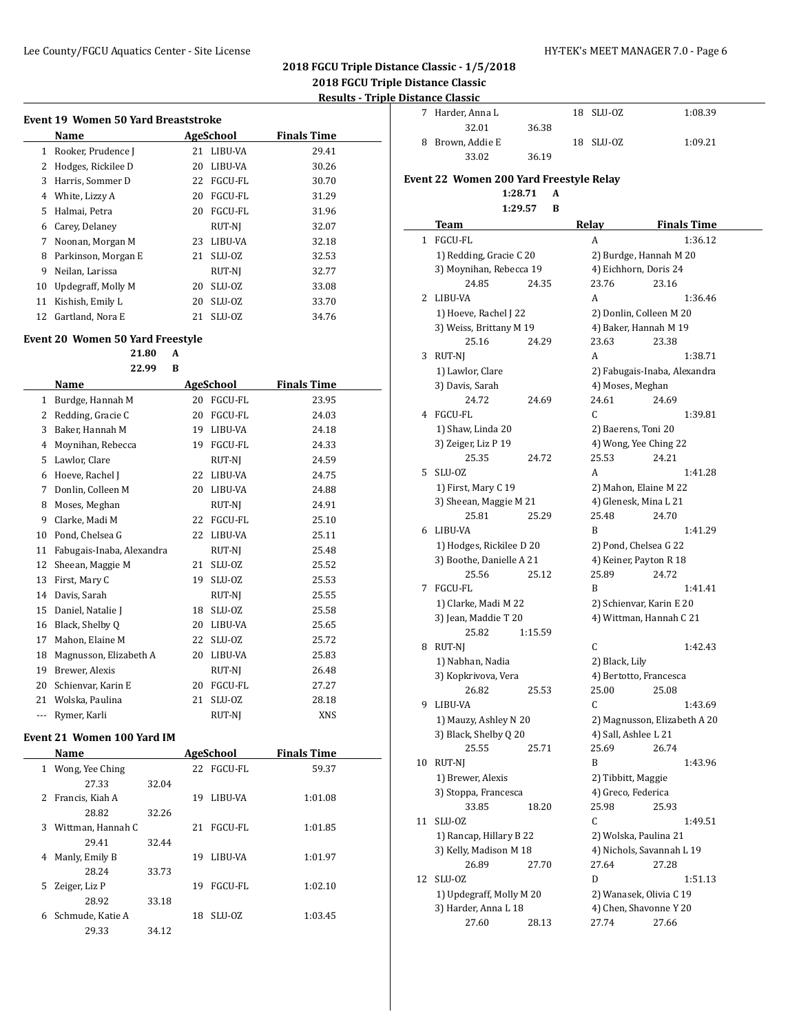## 2018 FGCU Triple Distance Classic - 1/5/2018

## 2018 FGCU Triple Distance Classic

### Results - Triple Distance Classic

### Event 19 Women 50 Yard Breaststroke

| | Name | Age | School | Finals Time |
|---|---|---|---|---|
| 1 | Rooker, Prudence J | 21 | LIBU-VA | 29.41 |
| 2 | Hodges, Rickilee D | 20 | LIBU-VA | 30.26 |
| 3 | Harris, Sommer D | 22 | FGCU-FL | 30.70 |
| 4 | White, Lizzy A | 20 | FGCU-FL | 31.29 |
| 5 | Halmai, Petra | 20 | FGCU-FL | 31.96 |
| 6 | Carey, Delaney | | RUT-NJ | 32.07 |
| 7 | Noonan, Morgan M | 23 | LIBU-VA | 32.18 |
| 8 | Parkinson, Morgan E | 21 | SLU-OZ | 32.53 |
| 9 | Neilan, Larissa | | RUT-NJ | 32.77 |
| 10 | Updegraff, Molly M | 20 | SLU-OZ | 33.08 |
| 11 | Kishish, Emily L | 20 | SLU-OZ | 33.70 |
| 12 | Gartland, Nora E | 21 | SLU-OZ | 34.76 |

### Event 20 Women 50 Yard Freestyle

21.80 A
22.99 B

| | Name | Age | School | Finals Time |
|---|---|---|---|---|
| 1 | Burdge, Hannah M | 20 | FGCU-FL | 23.95 |
| 2 | Redding, Gracie C | 20 | FGCU-FL | 24.03 |
| 3 | Baker, Hannah M | 19 | LIBU-VA | 24.18 |
| 4 | Moynihan, Rebecca | 19 | FGCU-FL | 24.33 |
| 5 | Lawlor, Clare | | RUT-NJ | 24.59 |
| 6 | Hoeve, Rachel J | 22 | LIBU-VA | 24.75 |
| 7 | Donlin, Colleen M | 20 | LIBU-VA | 24.88 |
| 8 | Moses, Meghan | | RUT-NJ | 24.91 |
| 9 | Clarke, Madi M | 22 | FGCU-FL | 25.10 |
| 10 | Pond, Chelsea G | 22 | LIBU-VA | 25.11 |
| 11 | Fabugais-Inaba, Alexandra | | RUT-NJ | 25.48 |
| 12 | Sheean, Maggie M | 21 | SLU-OZ | 25.52 |
| 13 | First, Mary C | 19 | SLU-OZ | 25.53 |
| 14 | Davis, Sarah | | RUT-NJ | 25.55 |
| 15 | Daniel, Natalie J | 18 | SLU-OZ | 25.58 |
| 16 | Black, Shelby Q | 20 | LIBU-VA | 25.65 |
| 17 | Mahon, Elaine M | 22 | SLU-OZ | 25.72 |
| 18 | Magnusson, Elizabeth A | 20 | LIBU-VA | 25.83 |
| 19 | Brewer, Alexis | | RUT-NJ | 26.48 |
| 20 | Schienvar, Karin E | 20 | FGCU-FL | 27.27 |
| 21 | Wolska, Paulina | 21 | SLU-OZ | 28.18 |
| --- | Rymer, Karli | | RUT-NJ | XNS |

### Event 21 Women 100 Yard IM

| | Name | Age | School | Finals Time |
|---|---|---|---|---|
| 1 | Wong, Yee Ching | 22 | FGCU-FL | 59.37 |
| | 27.33 &nbsp; 32.04 | | | |
| 2 | Francis, Kiah A | 19 | LIBU-VA | 1:01.08 |
| | 28.82 &nbsp; 32.26 | | | |
| 3 | Wittman, Hannah C | 21 | FGCU-FL | 1:01.85 |
| | 29.41 &nbsp; 32.44 | | | |
| 4 | Manly, Emily B | 19 | LIBU-VA | 1:01.97 |
| | 28.24 &nbsp; 33.73 | | | |
| 5 | Zeiger, Liz P | 19 | FGCU-FL | 1:02.10 |
| | 28.92 &nbsp; 33.18 | | | |
| 6 | Schmude, Katie A | 18 | SLU-OZ | 1:03.45 |
| | 29.33 &nbsp; 34.12 | | | |
| 7 | Harder, Anna L | 18 | SLU-OZ | 1:08.39 |
| | 32.01 &nbsp; 36.38 | | | |
| 8 | Brown, Addie E | 18 | SLU-OZ | 1:09.21 |
| | 33.02 &nbsp; 36.19 | | | |

### Event 22 Women 200 Yard Freestyle Relay

1:28.71 A
1:29.57 B

| | Team | Relay | Finals Time |
|---|---|---|---|
| 1 | FGCU-FL | A | 1:36.12 |
| | 1) Redding, Gracie C 20; 2) Burdge, Hannah M 20; 3) Moynihan, Rebecca 19; 4) Eichhorn, Doris 24 | | |
| | 24.85 &nbsp; 24.35 &nbsp; 23.76 &nbsp; 23.16 | | |
| 2 | LIBU-VA | A | 1:36.46 |
| | 1) Hoeve, Rachel J 22; 2) Donlin, Colleen M 20; 3) Weiss, Brittany M 19; 4) Baker, Hannah M 19 | | |
| | 25.16 &nbsp; 24.29 &nbsp; 23.63 &nbsp; 23.38 | | |
| 3 | RUT-NJ | A | 1:38.71 |
| | 1) Lawlor, Clare; 2) Fabugais-Inaba, Alexandra; 3) Davis, Sarah; 4) Moses, Meghan | | |
| | 24.72 &nbsp; 24.69 &nbsp; 24.61 &nbsp; 24.69 | | |
| 4 | FGCU-FL | C | 1:39.81 |
| | 1) Shaw, Linda 20; 2) Baerens, Toni 20; 3) Zeiger, Liz P 19; 4) Wong, Yee Ching 22 | | |
| | 25.35 &nbsp; 24.72 &nbsp; 25.53 &nbsp; 24.21 | | |
| 5 | SLU-OZ | A | 1:41.28 |
| | 1) First, Mary C 19; 2) Mahon, Elaine M 22; 3) Sheean, Maggie M 21; 4) Glenesk, Mina L 21 | | |
| | 25.81 &nbsp; 25.29 &nbsp; 25.48 &nbsp; 24.70 | | |
| 6 | LIBU-VA | B | 1:41.29 |
| | 1) Hodges, Rickilee D 20; 2) Pond, Chelsea G 22; 3) Boothe, Danielle A 21; 4) Keiner, Payton R 18 | | |
| | 25.56 &nbsp; 25.12 &nbsp; 25.89 &nbsp; 24.72 | | |
| 7 | FGCU-FL | B | 1:41.41 |
| | 1) Clarke, Madi M 22; 2) Schienvar, Karin E 20; 3) Jean, Maddie T 20; 4) Wittman, Hannah C 21 | | |
| | 25.82 &nbsp; 1:15.59 | | |
| 8 | RUT-NJ | C | 1:42.43 |
| | 1) Nabhan, Nadia; 2) Black, Lily; 3) Kopkrivova, Vera; 4) Bertotto, Francesca | | |
| | 26.82 &nbsp; 25.53 &nbsp; 25.00 &nbsp; 25.08 | | |
| 9 | LIBU-VA | C | 1:43.69 |
| | 1) Mauzy, Ashley N 20; 2) Magnusson, Elizabeth A 20; 3) Black, Shelby Q 20; 4) Sall, Ashlee L 21 | | |
| | 25.55 &nbsp; 25.71 &nbsp; 25.69 &nbsp; 26.74 | | |
| 10 | RUT-NJ | B | 1:43.96 |
| | 1) Brewer, Alexis; 2) Tibbitt, Maggie; 3) Stoppa, Francesca; 4) Greco, Federica | | |
| | 33.85 &nbsp; 18.20 &nbsp; 25.98 &nbsp; 25.93 | | |
| 11 | SLU-OZ | C | 1:49.51 |
| | 1) Rancap, Hillary B 22; 2) Wolska, Paulina 21; 3) Kelly, Madison M 18; 4) Nichols, Savannah L 19 | | |
| | 26.89 &nbsp; 27.70 &nbsp; 27.64 &nbsp; 27.28 | | |
| 12 | SLU-OZ | D | 1:51.13 |
| | 1) Updegraff, Molly M 20; 2) Wanasek, Olivia C 19; 3) Harder, Anna L 18; 4) Chen, Shavonne Y 20 | | |
| | 27.60 &nbsp; 28.13 &nbsp; 27.74 &nbsp; 27.66 | | |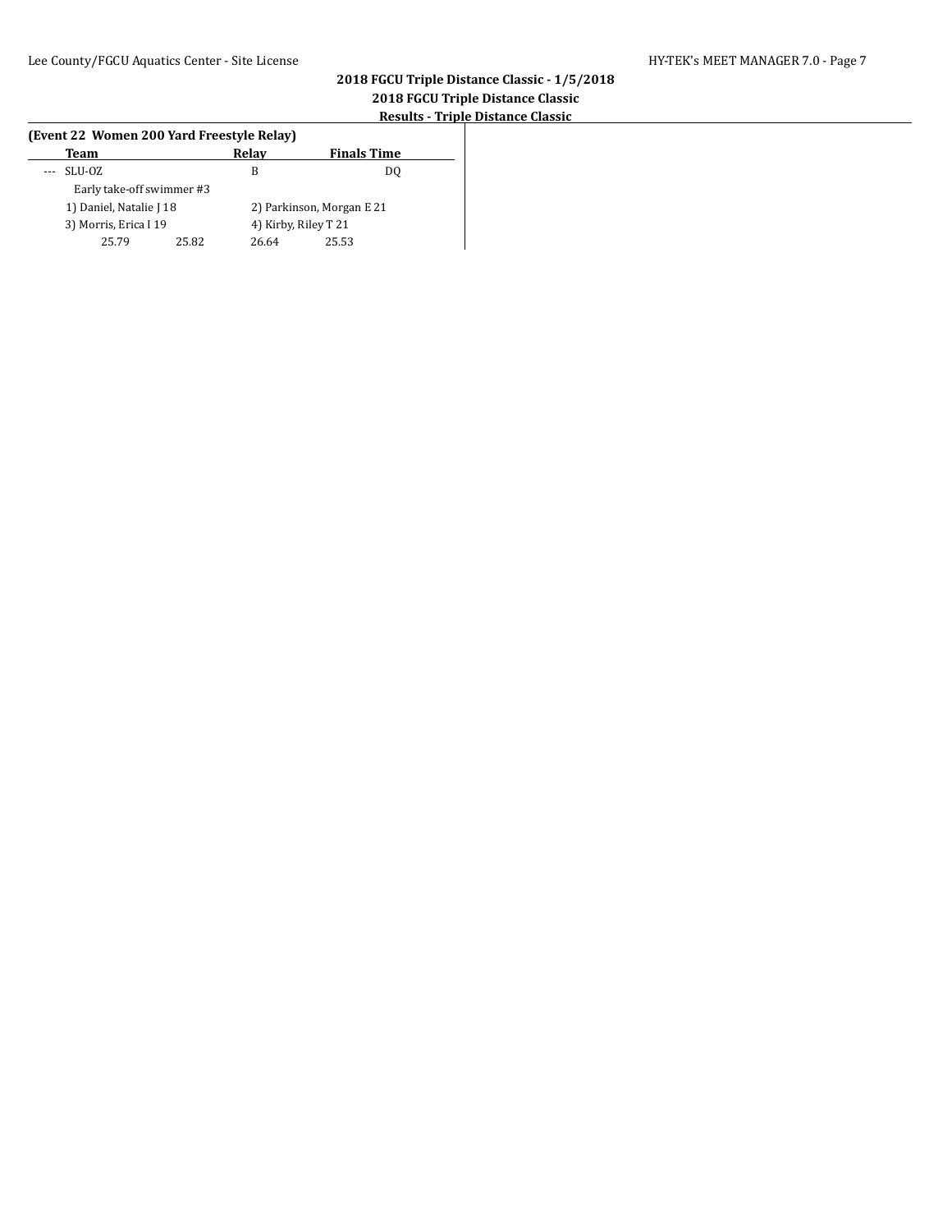**2018 FGCU Triple Distance Classic - 1/5/2018**
**2018 FGCU Triple Distance Classic**
**Results - Triple Distance Classic**

**(Event 22 Women 200 Yard Freestyle Relay)**

| | Team | Relay | Finals Time |
|---|---|---|---|
| --- | SLU-OZ | B | DQ |

Early take-off swimmer #3

1) Daniel, Natalie J 18 2) Parkinson, Morgan E 21
3) Morris, Erica I 19 4) Kirby, Riley T 21

25.79 25.82 26.64 25.53